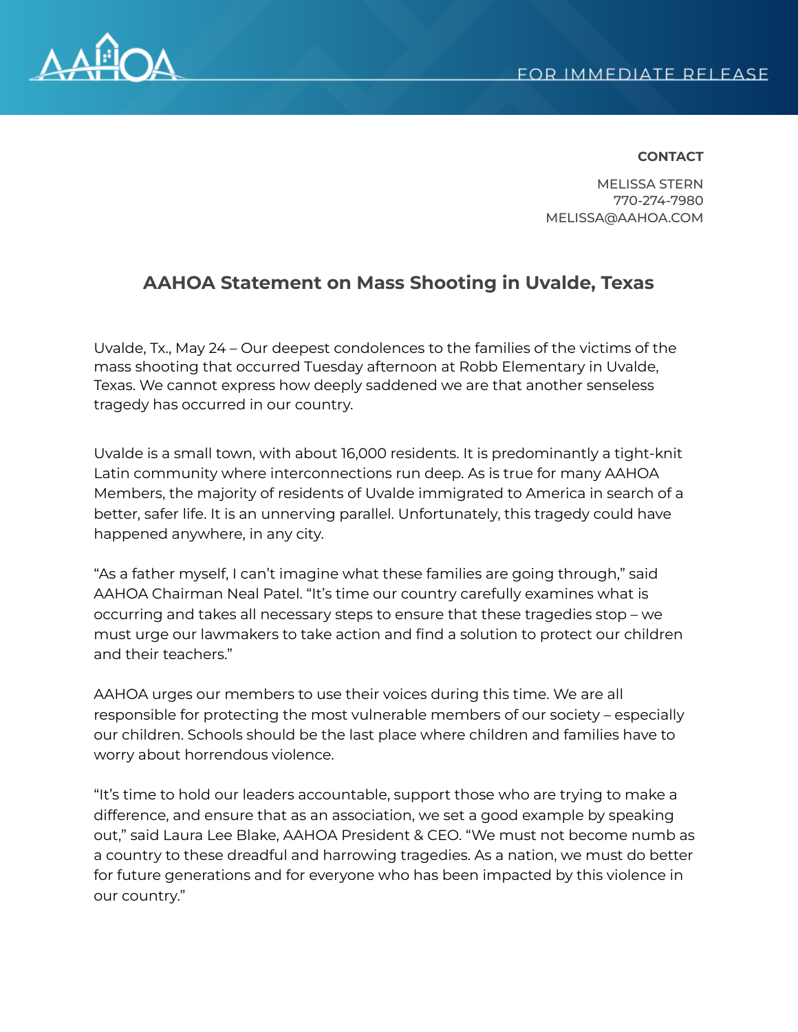FOR IMMEDIATE RELEASE

**CONTACT**

MELISSA STERN
770-274-7980
MELISSA@AAHOA.COM

## AAHOA Statement on Mass Shooting in Uvalde, Texas

Uvalde, Tx., May 24 – Our deepest condolences to the families of the victims of the mass shooting that occurred Tuesday afternoon at Robb Elementary in Uvalde, Texas. We cannot express how deeply saddened we are that another senseless tragedy has occurred in our country.

Uvalde is a small town, with about 16,000 residents. It is predominantly a tight-knit Latin community where interconnections run deep. As is true for many AAHOA Members, the majority of residents of Uvalde immigrated to America in search of a better, safer life. It is an unnerving parallel. Unfortunately, this tragedy could have happened anywhere, in any city.

"As a father myself, I can't imagine what these families are going through," said AAHOA Chairman Neal Patel. "It's time our country carefully examines what is occurring and takes all necessary steps to ensure that these tragedies stop – we must urge our lawmakers to take action and find a solution to protect our children and their teachers."

AAHOA urges our members to use their voices during this time. We are all responsible for protecting the most vulnerable members of our society – especially our children. Schools should be the last place where children and families have to worry about horrendous violence.

"It's time to hold our leaders accountable, support those who are trying to make a difference, and ensure that as an association, we set a good example by speaking out," said Laura Lee Blake, AAHOA President & CEO. "We must not become numb as a country to these dreadful and harrowing tragedies. As a nation, we must do better for future generations and for everyone who has been impacted by this violence in our country."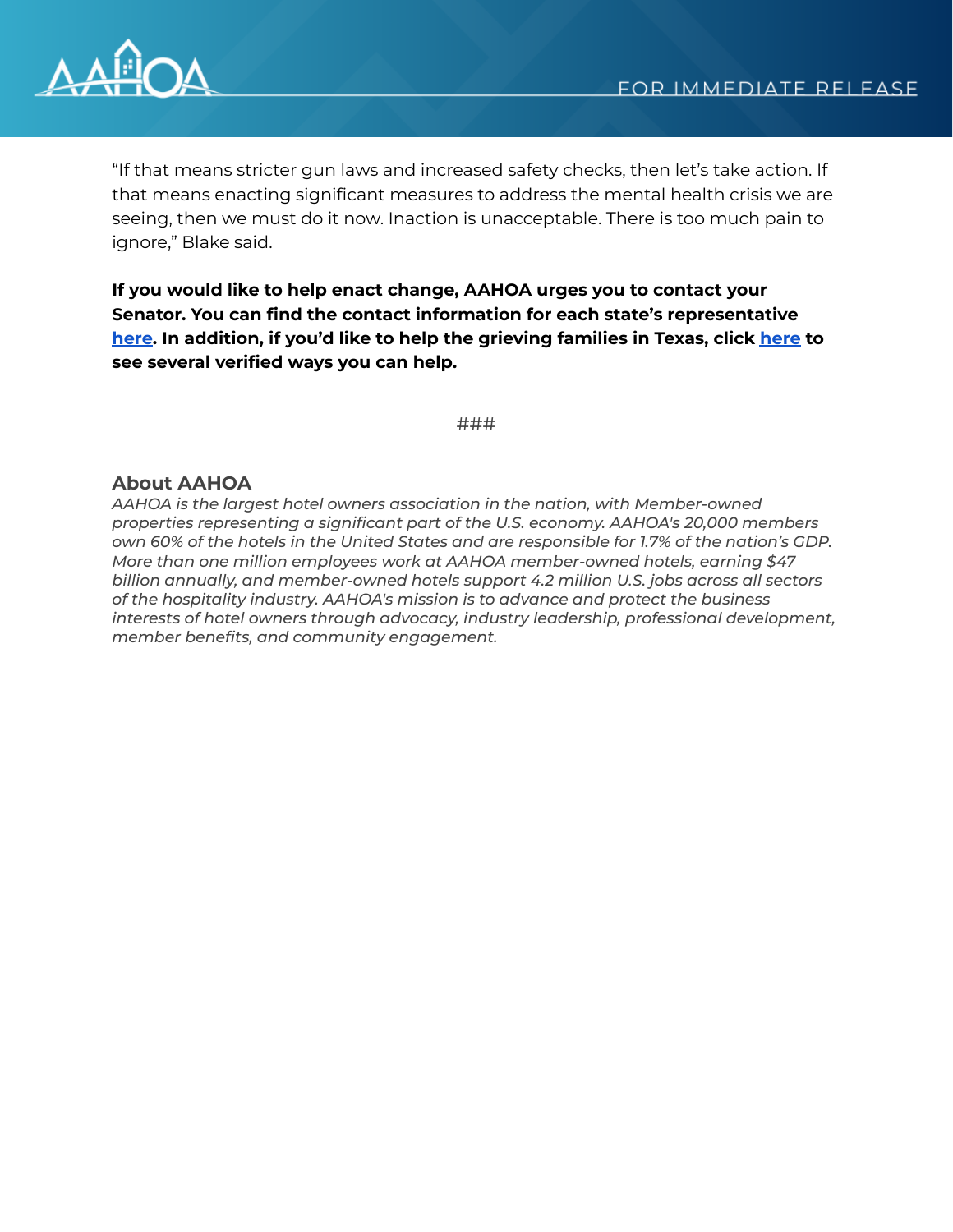"If that means stricter gun laws and increased safety checks, then let's take action. If that means enacting significant measures to address the mental health crisis we are seeing, then we must do it now. Inaction is unacceptable. There is too much pain to ignore," Blake said.

**If you would like to help enact change, AAHOA urges you to contact your Senator. You can find the contact information for each state's representative here. In addition, if you'd like to help the grieving families in Texas, click here to see several verified ways you can help.**

###

## About AAHOA

*AAHOA is the largest hotel owners association in the nation, with Member-owned properties representing a significant part of the U.S. economy. AAHOA's 20,000 members own 60% of the hotels in the United States and are responsible for 1.7% of the nation's GDP. More than one million employees work at AAHOA member-owned hotels, earning $47 billion annually, and member-owned hotels support 4.2 million U.S. jobs across all sectors of the hospitality industry. AAHOA's mission is to advance and protect the business interests of hotel owners through advocacy, industry leadership, professional development, member benefits, and community engagement.*